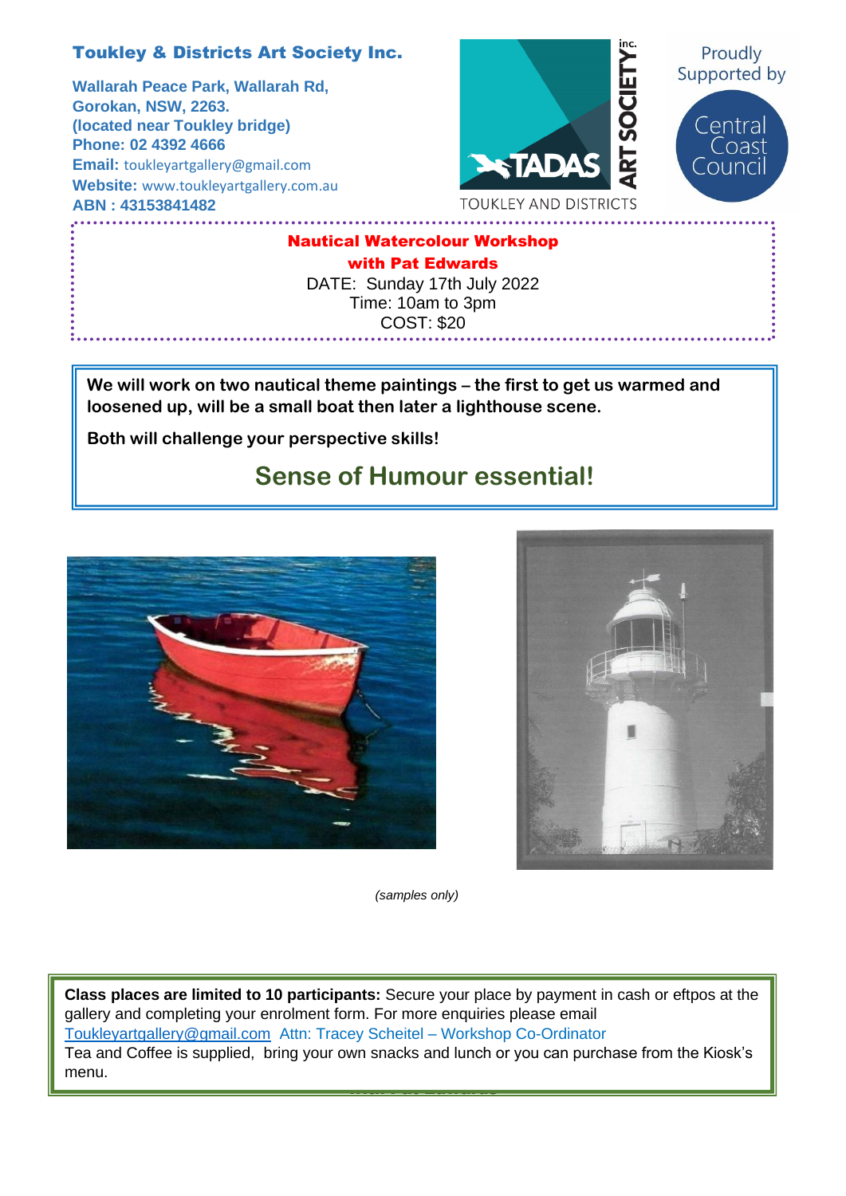**Toukley & Districts Art Society Inc.**

**Wallarah Peace Park, Wallarah Rd,**
**Gorokan, NSW, 2263.**
**(located near Toukley bridge)**
**Phone: 02 4392 4666**
**Email:** toukleyartgallery@gmail.com
**Website:** www.toukleyartgallery.com.au
**ABN : 43153841482**

TADAS ART SOCIETY inc. TOUKLEY AND DISTRICTS

Proudly Supported by Central Coast Council

## Nautical Watercolour Workshop
## with Pat Edwards

DATE: Sunday 17th July 2022
Time: 10am to 3pm
COST: $20

**We will work on two nautical theme paintings – the first to get us warmed and loosened up, will be a small boat then later a lighthouse scene.**

**Both will challenge your perspective skills!**

**Sense of Humour essential!**

*(samples only)*

**Class places are limited to 10 participants:** Secure your place by payment in cash or eftpos at the gallery and completing your enrolment form. For more enquiries please email Toukleyartgallery@gmail.com Attn: Tracey Scheitel – Workshop Co-Ordinator
Tea and Coffee is supplied, bring your own snacks and lunch or you can purchase from the Kiosk's menu.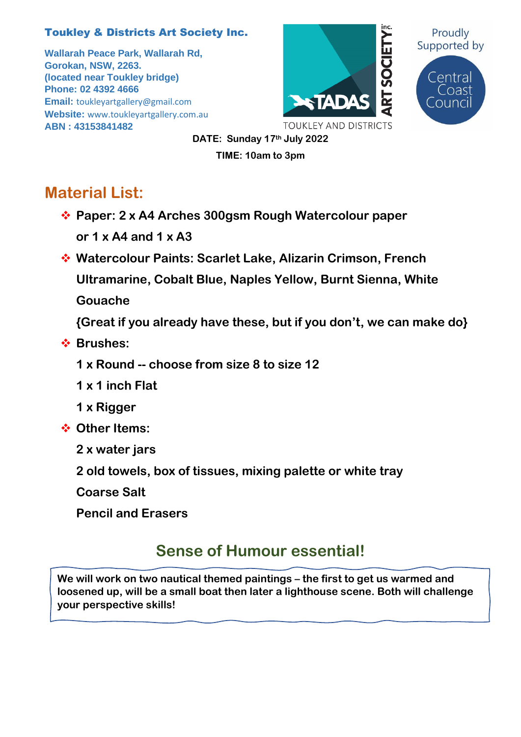**Toukley & Districts Art Society Inc.**

**Wallarah Peace Park, Wallarah Rd,**
**Gorokan, NSW, 2263.**
**(located near Toukley bridge)**
**Phone: 02 4392 4666**
**Email:** toukleyartgallery@gmail.com
**Website:** www.toukleyartgallery.com.au
**ABN : 43153841482**

TADAS ART SOCIETY inc.
TOUKLEY AND DISTRICTS

Proudly Supported by
Central Coast Council

**DATE: Sunday 17th July 2022**

**TIME: 10am to 3pm**

## Material List:

- **Paper: 2 x A4 Arches 300gsm Rough Watercolour paper or 1 x A4 and 1 x A3**
- **Watercolour Paints: Scarlet Lake, Alizarin Crimson, French Ultramarine, Cobalt Blue, Naples Yellow, Burnt Sienna, White Gouache**

  **{Great if you already have these, but if you don't, we can make do}**
- **Brushes:**

  **1 x Round -- choose from size 8 to size 12**

  **1 x 1 inch Flat**

  **1 x Rigger**
- **Other Items:**

  **2 x water jars**

  **2 old towels, box of tissues, mixing palette or white tray**

  **Coarse Salt**

  **Pencil and Erasers**

## Sense of Humour essential!

**We will work on two nautical themed paintings – the first to get us warmed and loosened up, will be a small boat then later a lighthouse scene. Both will challenge your perspective skills!**